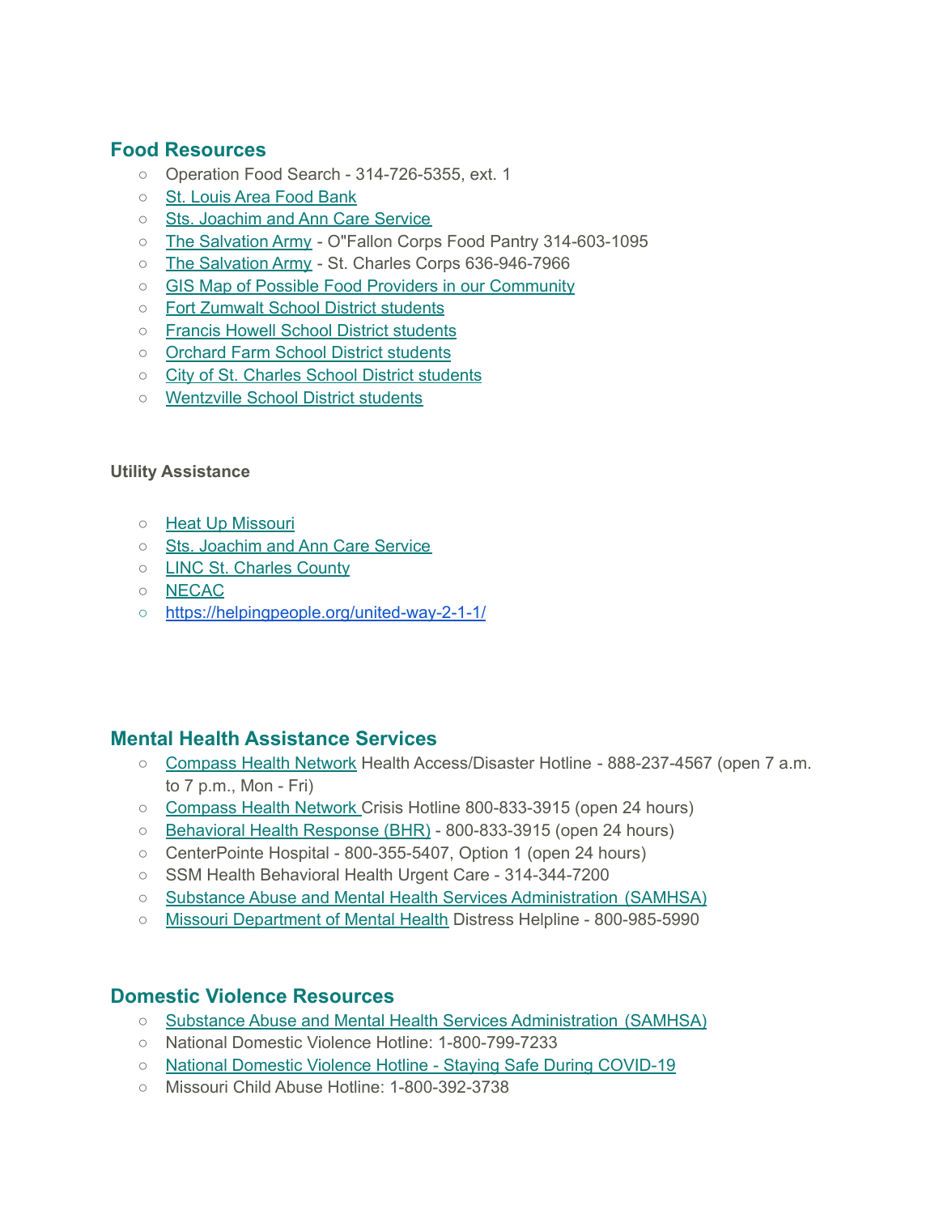## Food Resources

- Operation Food Search - 314-726-5355, ext. 1
- St. Louis Area Food Bank
- Sts. Joachim and Ann Care Service
- The Salvation Army - O"Fallon Corps Food Pantry 314-603-1095
- The Salvation Army - St. Charles Corps 636-946-7966
- GIS Map of Possible Food Providers in our Community
- Fort Zumwalt School District students
- Francis Howell School District students
- Orchard Farm School District students
- City of St. Charles School District students
- Wentzville School District students

#### Utility Assistance

- Heat Up Missouri
- Sts. Joachim and Ann Care Service
- LINC St. Charles County
- NECAC
- https://helpingpeople.org/united-way-2-1-1/

## Mental Health Assistance Services

- Compass Health Network Health Access/Disaster Hotline - 888-237-4567 (open 7 a.m. to 7 p.m., Mon - Fri)
- Compass Health Network Crisis Hotline 800-833-3915 (open 24 hours)
- Behavioral Health Response (BHR) - 800-833-3915 (open 24 hours)
- CenterPointe Hospital - 800-355-5407, Option 1 (open 24 hours)
- SSM Health Behavioral Health Urgent Care - 314-344-7200
- Substance Abuse and Mental Health Services Administration (SAMHSA)
- Missouri Department of Mental Health Distress Helpline - 800-985-5990

## Domestic Violence Resources

- Substance Abuse and Mental Health Services Administration (SAMHSA)
- National Domestic Violence Hotline: 1-800-799-7233
- National Domestic Violence Hotline - Staying Safe During COVID-19
- Missouri Child Abuse Hotline: 1-800-392-3738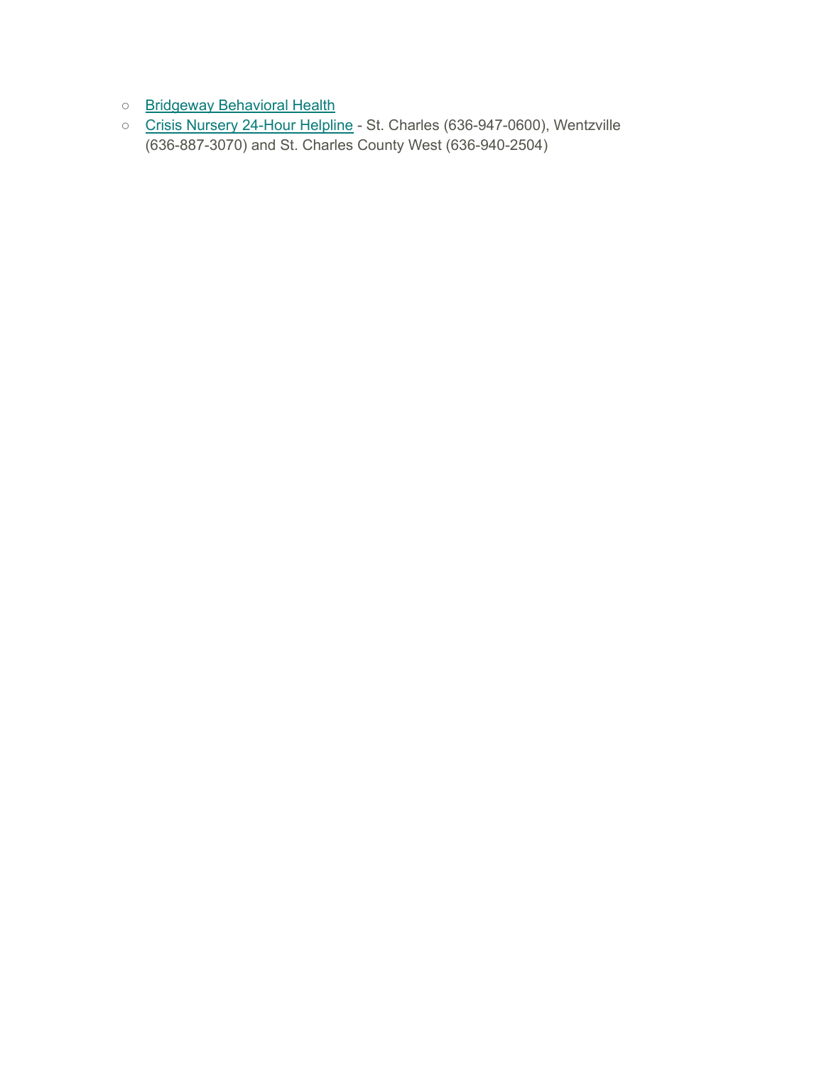- Bridgeway Behavioral Health
- Crisis Nursery 24-Hour Helpline - St. Charles (636-947-0600), Wentzville (636-887-3070) and St. Charles County West (636-940-2504)